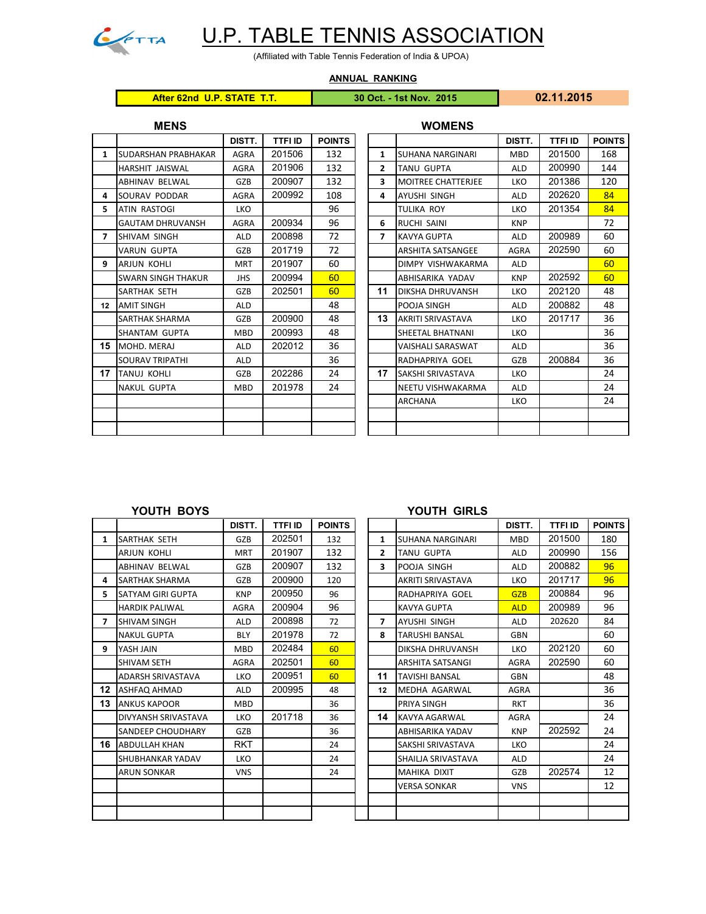# U.P. TABLE TENNIS ASSOCIATION

(Affiliated with Table Tennis Federation of India & UPOA)

**ANNUAL RANKING**

| After 62nd U.P. STATE T.T. | 30 Oct. - 1st Nov. 2015 | 02.11.2015 |
|---|---|---|

## MENS

| | | DISTT. | TTFI ID | POINTS |
|---|---|---|---|---|
| 1 | SUDARSHAN PRABHAKAR | AGRA | 201506 | 132 |
| | HARSHIT JAISWAL | AGRA | 201906 | 132 |
| | ABHINAV BELWAL | GZB | 200907 | 132 |
| 4 | SOURAV PODDAR | AGRA | 200992 | 108 |
| 5 | ATIN RASTOGI | LKO | | 96 |
| | GAUTAM DHRUVANSH | AGRA | 200934 | 96 |
| 7 | SHIVAM SINGH | ALD | 200898 | 72 |
| | VARUN GUPTA | GZB | 201719 | 72 |
| 9 | ARJUN KOHLI | MRT | 201907 | 60 |
| | SWARN SINGH THAKUR | JHS | 200994 | 60 |
| | SARTHAK SETH | GZB | 202501 | 60 |
| 12 | AMIT SINGH | ALD | | 48 |
| | SARTHAK SHARMA | GZB | 200900 | 48 |
| | SHANTAM GUPTA | MBD | 200993 | 48 |
| 15 | MOHD. MERAJ | ALD | 202012 | 36 |
| | SOURAV TRIPATHI | ALD | | 36 |
| 17 | TANUJ KOHLI | GZB | 202286 | 24 |
| | NAKUL GUPTA | MBD | 201978 | 24 |

## WOMENS

| | | DISTT. | TTFI ID | POINTS |
|---|---|---|---|---|
| 1 | SUHANA NARGINARI | MBD | 201500 | 168 |
| 2 | TANU GUPTA | ALD | 200990 | 144 |
| 3 | MOITREE CHATTERJEE | LKO | 201386 | 120 |
| 4 | AYUSHI SINGH | ALD | 202620 | 84 |
| | TULIKA ROY | LKO | 201354 | 84 |
| 6 | RUCHI SAINI | KNP | | 72 |
| 7 | KAVYA GUPTA | ALD | 200989 | 60 |
| | ARSHITA SATSANGEE | AGRA | 202590 | 60 |
| | DIMPY VISHWAKARMA | ALD | | 60 |
| | ABHISARIKA YADAV | KNP | 202592 | 60 |
| 11 | DIKSHA DHRUVANSH | LKO | 202120 | 48 |
| | POOJA SINGH | ALD | 200882 | 48 |
| 13 | AKRITI SRIVASTAVA | LKO | 201717 | 36 |
| | SHEETAL BHATNANI | LKO | | 36 |
| | VAISHALI SARASWAT | ALD | | 36 |
| | RADHAPRIYA GOEL | GZB | 200884 | 36 |
| 17 | SAKSHI SRIVASTAVA | LKO | | 24 |
| | NEETU VISHWAKARMA | ALD | | 24 |
| | ARCHANA | LKO | | 24 |

## YOUTH BOYS

| | | DISTT. | TTFI ID | POINTS |
|---|---|---|---|---|
| 1 | SARTHAK SETH | GZB | 202501 | 132 |
| | ARJUN KOHLI | MRT | 201907 | 132 |
| | ABHINAV BELWAL | GZB | 200907 | 132 |
| 4 | SARTHAK SHARMA | GZB | 200900 | 120 |
| 5 | SATYAM GIRI GUPTA | KNP | 200950 | 96 |
| | HARDIK PALIWAL | AGRA | 200904 | 96 |
| 7 | SHIVAM SINGH | ALD | 200898 | 72 |
| | NAKUL GUPTA | BLY | 201978 | 72 |
| 9 | YASH JAIN | MBD | 202484 | 60 |
| | SHIVAM SETH | AGRA | 202501 | 60 |
| | ADARSH SRIVASTAVA | LKO | 200951 | 60 |
| 12 | ASHFAQ AHMAD | ALD | 200995 | 48 |
| 13 | ANKUS KAPOOR | MBD | | 36 |
| | DIVYANSH SRIVASTAVA | LKO | 201718 | 36 |
| | SANDEEP CHOUDHARY | GZB | | 36 |
| 16 | ABDULLAH KHAN | RKT | | 24 |
| | SHUBHANKAR YADAV | LKO | | 24 |
| | ARUN SONKAR | VNS | | 24 |

## YOUTH GIRLS

| | | DISTT. | TTFI ID | POINTS |
|---|---|---|---|---|
| 1 | SUHANA NARGINARI | MBD | 201500 | 180 |
| 2 | TANU GUPTA | ALD | 200990 | 156 |
| 3 | POOJA SINGH | ALD | 200882 | 96 |
| | AKRITI SRIVASTAVA | LKO | 201717 | 96 |
| | RADHAPRIYA GOEL | GZB | 200884 | 96 |
| | KAVYA GUPTA | ALD | 200989 | 96 |
| 7 | AYUSHI SINGH | ALD | 202620 | 84 |
| 8 | TARUSHI BANSAL | GBN | | 60 |
| | DIKSHA DHRUVANSH | LKO | 202120 | 60 |
| | ARSHITA SATSANGI | AGRA | 202590 | 60 |
| 11 | TAVISHI BANSAL | GBN | | 48 |
| 12 | MEDHA AGARWAL | AGRA | | 36 |
| | PRIYA SINGH | RKT | | 36 |
| 14 | KAVYA AGARWAL | AGRA | | 24 |
| | ABHISARIKA YADAV | KNP | 202592 | 24 |
| | SAKSHI SRIVASTAVA | LKO | | 24 |
| | SHAILJA SRIVASTAVA | ALD | | 24 |
| | MAHIKA DIXIT | GZB | 202574 | 12 |
| | VERSA SONKAR | VNS | | 12 |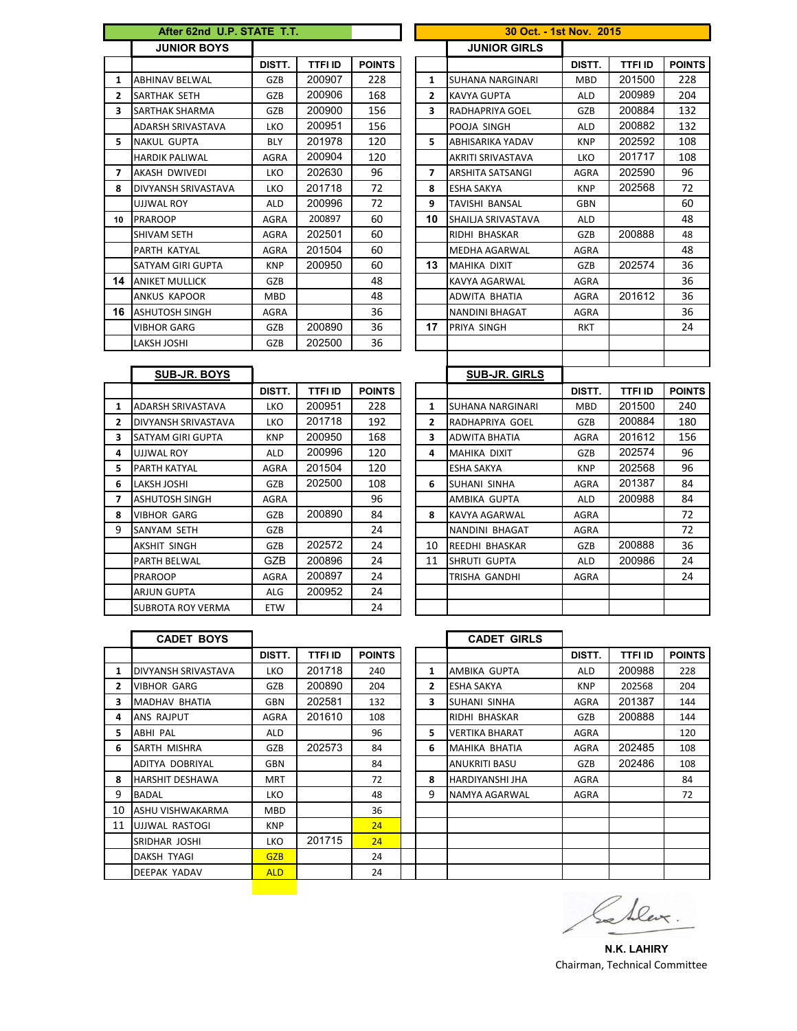**After 62nd U.P. STATE T.T.**

**30 Oct. - 1st Nov. 2015**

## JUNIOR BOYS

| | | DISTT. | TTFI ID | POINTS |
|---|---|---|---|---|
| 1 | ABHINAV BELWAL | GZB | 200907 | 228 |
| 2 | SARTHAK SETH | GZB | 200906 | 168 |
| 3 | SARTHAK SHARMA | GZB | 200900 | 156 |
| | ADARSH SRIVASTAVA | LKO | 200951 | 156 |
| 5 | NAKUL GUPTA | BLY | 201978 | 120 |
| | HARDIK PALIWAL | AGRA | 200904 | 120 |
| 7 | AKASH DWIVEDI | LKO | 202630 | 96 |
| 8 | DIVYANSH SRIVASTAVA | LKO | 201718 | 72 |
| | UJJWAL ROY | ALD | 200996 | 72 |
| 10 | PRAROOP | AGRA | 200897 | 60 |
| | SHIVAM SETH | AGRA | 202501 | 60 |
| | PARTH KATYAL | AGRA | 201504 | 60 |
| | SATYAM GIRI GUPTA | KNP | 200950 | 60 |
| 14 | ANIKET MULLICK | GZB | | 48 |
| | ANKUS KAPOOR | MBD | | 48 |
| 16 | ASHUTOSH SINGH | AGRA | | 36 |
| | VIBHOR GARG | GZB | 200890 | 36 |
| | LAKSH JOSHI | GZB | 202500 | 36 |

## JUNIOR GIRLS

| | | DISTT. | TTFI ID | POINTS |
|---|---|---|---|---|
| 1 | SUHANA NARGINARI | MBD | 201500 | 228 |
| 2 | KAVYA GUPTA | ALD | 200989 | 204 |
| 3 | RADHAPRIYA GOEL | GZB | 200884 | 132 |
| | POOJA SINGH | ALD | 200882 | 132 |
| 5 | ABHISARIKA YADAV | KNP | 202592 | 108 |
| | AKRITI SRIVASTAVA | LKO | 201717 | 108 |
| 7 | ARSHITA SATSANGI | AGRA | 202590 | 96 |
| 8 | ESHA SAKYA | KNP | 202568 | 72 |
| 9 | TAVISHI BANSAL | GBN | | 60 |
| 10 | SHAILJA SRIVASTAVA | ALD | | 48 |
| | RIDHI BHASKAR | GZB | 200888 | 48 |
| | MEDHA AGARWAL | AGRA | | 48 |
| 13 | MAHIKA DIXIT | GZB | 202574 | 36 |
| | KAVYA AGARWAL | AGRA | | 36 |
| | ADWITA BHATIA | AGRA | 201612 | 36 |
| | NANDINI BHAGAT | AGRA | | 36 |
| 17 | PRIYA SINGH | RKT | | 24 |

## SUB-JR. BOYS

| | | DISTT. | TTFI ID | POINTS |
|---|---|---|---|---|
| 1 | ADARSH SRIVASTAVA | LKO | 200951 | 228 |
| 2 | DIVYANSH SRIVASTAVA | LKO | 201718 | 192 |
| 3 | SATYAM GIRI GUPTA | KNP | 200950 | 168 |
| 4 | UJJWAL ROY | ALD | 200996 | 120 |
| 5 | PARTH KATYAL | AGRA | 201504 | 120 |
| 6 | LAKSH JOSHI | GZB | 202500 | 108 |
| 7 | ASHUTOSH SINGH | AGRA | | 96 |
| 8 | VIBHOR GARG | GZB | 200890 | 84 |
| 9 | SANYAM SETH | GZB | | 24 |
| | AKSHIT SINGH | GZB | 202572 | 24 |
| | PARTH BELWAL | GZB | 200896 | 24 |
| | PRAROOP | AGRA | 200897 | 24 |
| | ARJUN GUPTA | ALG | 200952 | 24 |
| | SUBROTA ROY VERMA | ETW | | 24 |

## SUB-JR. GIRLS

| | | DISTT. | TTFI ID | POINTS |
|---|---|---|---|---|
| 1 | SUHANA NARGINARI | MBD | 201500 | 240 |
| 2 | RADHAPRIYA GOEL | GZB | 200884 | 180 |
| 3 | ADWITA BHATIA | AGRA | 201612 | 156 |
| 4 | MAHIKA DIXIT | GZB | 202574 | 96 |
| | ESHA SAKYA | KNP | 202568 | 96 |
| 6 | SUHANI SINHA | AGRA | 201387 | 84 |
| | AMBIKA GUPTA | ALD | 200988 | 84 |
| 8 | KAVYA AGARWAL | AGRA | | 72 |
| | NANDINI BHAGAT | AGRA | | 72 |
| 10 | REEDHI BHASKAR | GZB | 200888 | 36 |
| 11 | SHRUTI GUPTA | ALD | 200986 | 24 |
| | TRISHA GANDHI | AGRA | | 24 |

## CADET BOYS

| | | DISTT. | TTFI ID | POINTS |
|---|---|---|---|---|
| 1 | DIVYANSH SRIVASTAVA | LKO | 201718 | 240 |
| 2 | VIBHOR GARG | GZB | 200890 | 204 |
| 3 | MADHAV BHATIA | GBN | 202581 | 132 |
| 4 | ANS RAJPUT | AGRA | 201610 | 108 |
| 5 | ABHI PAL | ALD | | 96 |
| 6 | SARTH MISHRA | GZB | 202573 | 84 |
| | ADITYA DOBRIYAL | GBN | | 84 |
| 8 | HARSHIT DESHAWA | MRT | | 72 |
| 9 | BADAL | LKO | | 48 |
| 10 | ASHU VISHWAKARMA | MBD | | 36 |
| 11 | UJJWAL RASTOGI | KNP | | 24 |
| | SRIDHAR JOSHI | LKO | 201715 | 24 |
| | DAKSH TYAGI | GZB | | 24 |
| | DEEPAK YADAV | ALD | | 24 |

## CADET GIRLS

| | | DISTT. | TTFI ID | POINTS |
|---|---|---|---|---|
| 1 | AMBIKA GUPTA | ALD | 200988 | 228 |
| 2 | ESHA SAKYA | KNP | 202568 | 204 |
| 3 | SUHANI SINHA | AGRA | 201387 | 144 |
| | RIDHI BHASKAR | GZB | 200888 | 144 |
| 5 | VERTIKA BHARAT | AGRA | | 120 |
| 6 | MAHIKA BHATIA | AGRA | 202485 | 108 |
| | ANUKRITI BASU | GZB | 202486 | 108 |
| 8 | HARDIYANSHI JHA | AGRA | | 84 |
| 9 | NAMYA AGARWAL | AGRA | | 72 |

**N.K. LAHIRY**
Chairman, Technical Committee